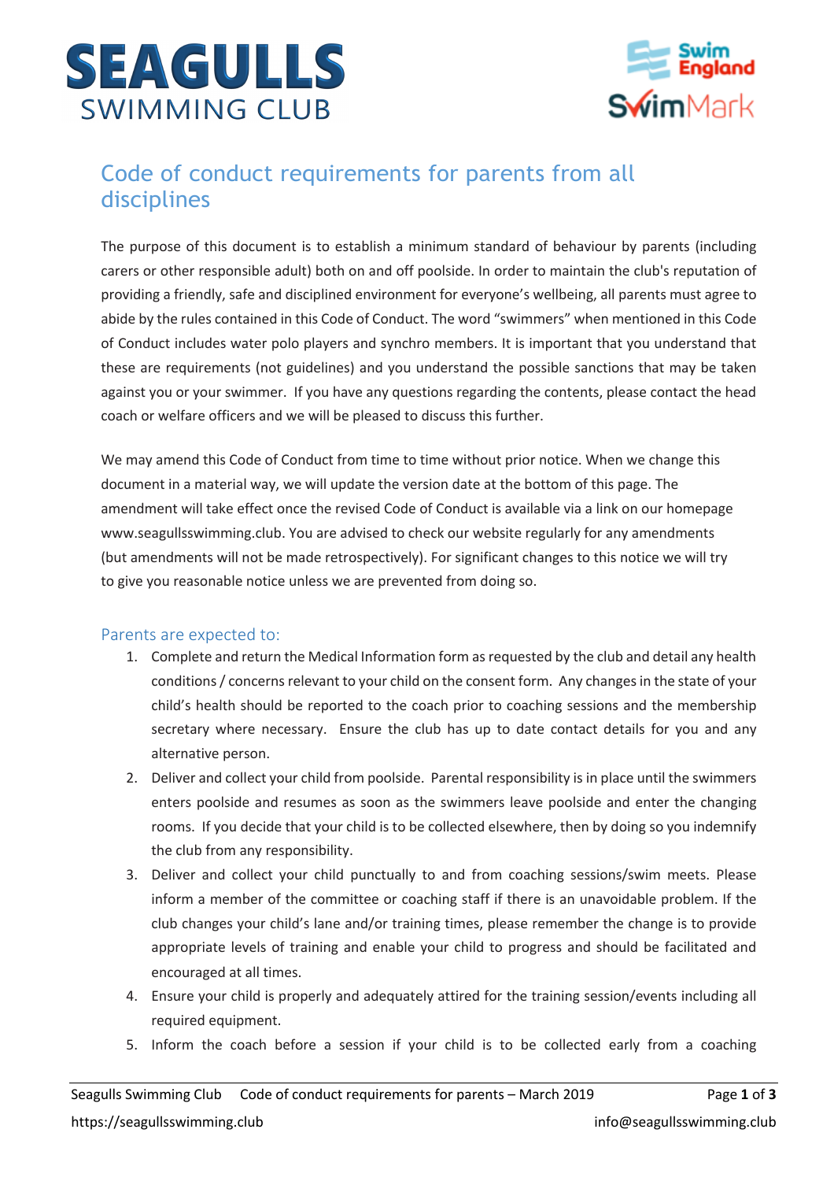# SEAGULLS SWIMMING CLUB

## Code of conduct requirements for parents from all disciplines

The purpose of this document is to establish a minimum standard of behaviour by parents (including carers or other responsible adult) both on and off poolside. In order to maintain the club's reputation of providing a friendly, safe and disciplined environment for everyone's wellbeing, all parents must agree to abide by the rules contained in this Code of Conduct. The word "swimmers" when mentioned in this Code of Conduct includes water polo players and synchro members. It is important that you understand that these are requirements (not guidelines) and you understand the possible sanctions that may be taken against you or your swimmer. If you have any questions regarding the contents, please contact the head coach or welfare officers and we will be pleased to discuss this further.

We may amend this Code of Conduct from time to time without prior notice. When we change this document in a material way, we will update the version date at the bottom of this page. The amendment will take effect once the revised Code of Conduct is available via a link on our homepage www.seagullsswimming.club. You are advised to check our website regularly for any amendments (but amendments will not be made retrospectively). For significant changes to this notice we will try to give you reasonable notice unless we are prevented from doing so.

### Parents are expected to:

1. Complete and return the Medical Information form as requested by the club and detail any health conditions / concerns relevant to your child on the consent form. Any changes in the state of your child's health should be reported to the coach prior to coaching sessions and the membership secretary where necessary. Ensure the club has up to date contact details for you and any alternative person.
2. Deliver and collect your child from poolside. Parental responsibility is in place until the swimmers enters poolside and resumes as soon as the swimmers leave poolside and enter the changing rooms. If you decide that your child is to be collected elsewhere, then by doing so you indemnify the club from any responsibility.
3. Deliver and collect your child punctually to and from coaching sessions/swim meets. Please inform a member of the committee or coaching staff if there is an unavoidable problem. If the club changes your child's lane and/or training times, please remember the change is to provide appropriate levels of training and enable your child to progress and should be facilitated and encouraged at all times.
4. Ensure your child is properly and adequately attired for the training session/events including all required equipment.
5. Inform the coach before a session if your child is to be collected early from a coaching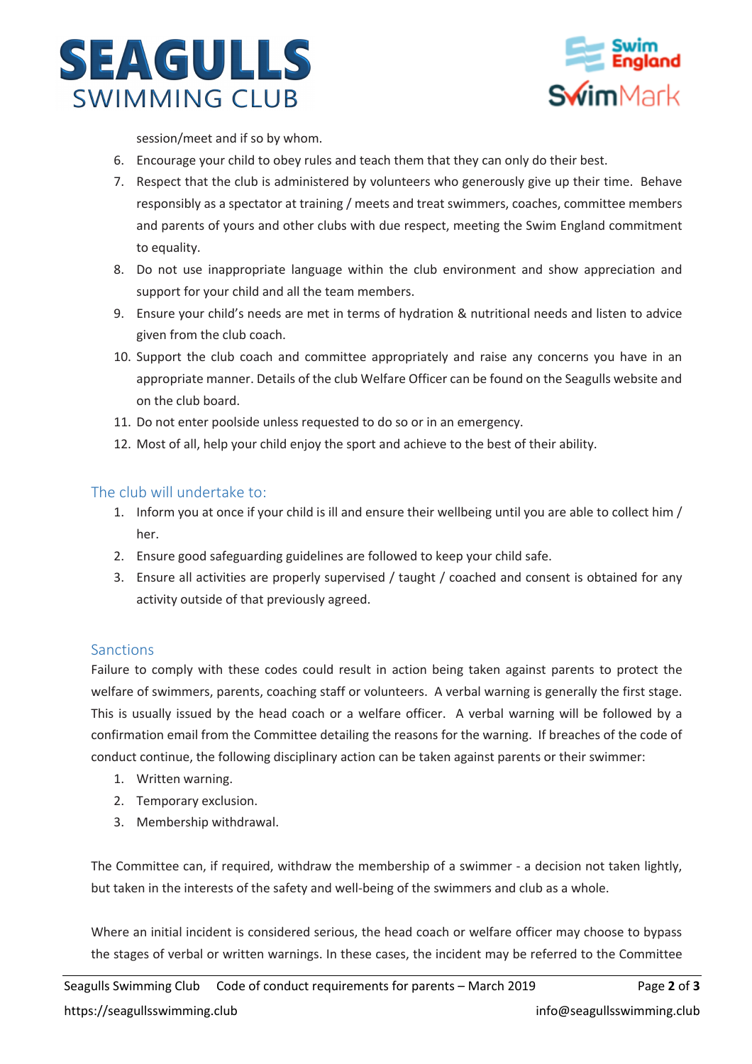session/meet and if so by whom.

6. Encourage your child to obey rules and teach them that they can only do their best.
7. Respect that the club is administered by volunteers who generously give up their time. Behave responsibly as a spectator at training / meets and treat swimmers, coaches, committee members and parents of yours and other clubs with due respect, meeting the Swim England commitment to equality.
8. Do not use inappropriate language within the club environment and show appreciation and support for your child and all the team members.
9. Ensure your child's needs are met in terms of hydration & nutritional needs and listen to advice given from the club coach.
10. Support the club coach and committee appropriately and raise any concerns you have in an appropriate manner. Details of the club Welfare Officer can be found on the Seagulls website and on the club board.
11. Do not enter poolside unless requested to do so or in an emergency.
12. Most of all, help your child enjoy the sport and achieve to the best of their ability.

## The club will undertake to:

1. Inform you at once if your child is ill and ensure their wellbeing until you are able to collect him / her.
2. Ensure good safeguarding guidelines are followed to keep your child safe.
3. Ensure all activities are properly supervised / taught / coached and consent is obtained for any activity outside of that previously agreed.

## Sanctions

Failure to comply with these codes could result in action being taken against parents to protect the welfare of swimmers, parents, coaching staff or volunteers. A verbal warning is generally the first stage. This is usually issued by the head coach or a welfare officer. A verbal warning will be followed by a confirmation email from the Committee detailing the reasons for the warning. If breaches of the code of conduct continue, the following disciplinary action can be taken against parents or their swimmer:

1. Written warning.
2. Temporary exclusion.
3. Membership withdrawal.

The Committee can, if required, withdraw the membership of a swimmer - a decision not taken lightly, but taken in the interests of the safety and well-being of the swimmers and club as a whole.

Where an initial incident is considered serious, the head coach or welfare officer may choose to bypass the stages of verbal or written warnings. In these cases, the incident may be referred to the Committee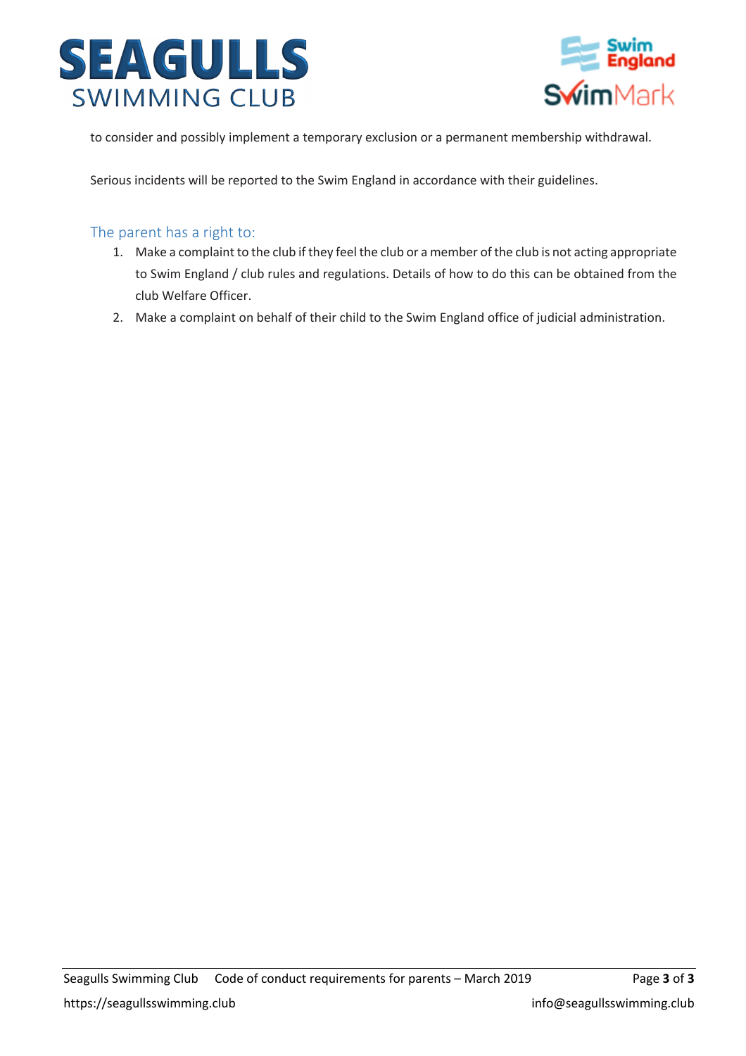to consider and possibly implement a temporary exclusion or a permanent membership withdrawal.

Serious incidents will be reported to the Swim England in accordance with their guidelines.

## The parent has a right to:

1. Make a complaint to the club if they feel the club or a member of the club is not acting appropriate to Swim England / club rules and regulations. Details of how to do this can be obtained from the club Welfare Officer.
2. Make a complaint on behalf of their child to the Swim England office of judicial administration.